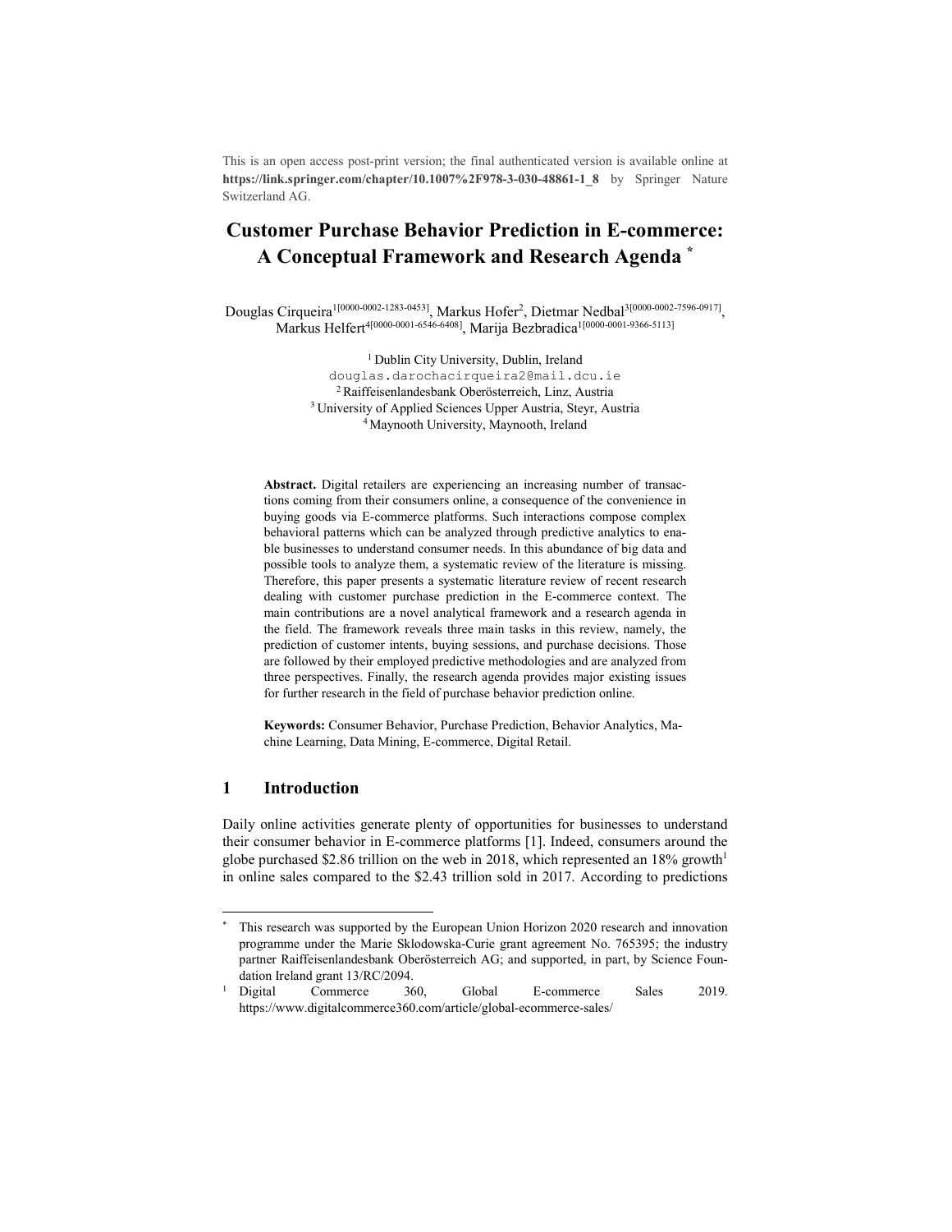This is an open access post-print version; the final authenticated version is available online at **https://link.springer.com/chapter/10.1007%2F978-3-030-48861-1_8** by Springer Nature Switzerland AG.

# Customer Purchase Behavior Prediction in E-commerce: A Conceptual Framework and Research Agenda [*]

Douglas Cirqueira[1[0000-0002-1283-0453]], Markus Hofer[2], Dietmar Nedbal[3[0000-0002-7596-0917]], Markus Helfert[4[0000-0001-6546-6408]], Marija Bezbradica[1[0000-0001-9366-5113]]

[1] Dublin City University, Dublin, Ireland
douglas.darochacirqueira2@mail.dcu.ie
[2] Raiffeisenlandesbank Oberösterreich, Linz, Austria
[3] University of Applied Sciences Upper Austria, Steyr, Austria
[4] Maynooth University, Maynooth, Ireland

**Abstract.** Digital retailers are experiencing an increasing number of transactions coming from their consumers online, a consequence of the convenience in buying goods via E-commerce platforms. Such interactions compose complex behavioral patterns which can be analyzed through predictive analytics to enable businesses to understand consumer needs. In this abundance of big data and possible tools to analyze them, a systematic review of the literature is missing. Therefore, this paper presents a systematic literature review of recent research dealing with customer purchase prediction in the E-commerce context. The main contributions are a novel analytical framework and a research agenda in the field. The framework reveals three main tasks in this review, namely, the prediction of customer intents, buying sessions, and purchase decisions. Those are followed by their employed predictive methodologies and are analyzed from three perspectives. Finally, the research agenda provides major existing issues for further research in the field of purchase behavior prediction online.

**Keywords:** Consumer Behavior, Purchase Prediction, Behavior Analytics, Machine Learning, Data Mining, E-commerce, Digital Retail.

## 1 Introduction

Daily online activities generate plenty of opportunities for businesses to understand their consumer behavior in E-commerce platforms [1]. Indeed, consumers around the globe purchased $2.86 trillion on the web in 2018, which represented an 18% growth[1] in online sales compared to the $2.43 trillion sold in 2017. According to predictions

[*] This research was supported by the European Union Horizon 2020 research and innovation programme under the Marie Sklodowska-Curie grant agreement No. 765395; the industry partner Raiffeisenlandesbank Oberösterreich AG; and supported, in part, by Science Foundation Ireland grant 13/RC/2094.

[1] Digital Commerce 360, Global E-commerce Sales 2019. https://www.digitalcommerce360.com/article/global-ecommerce-sales/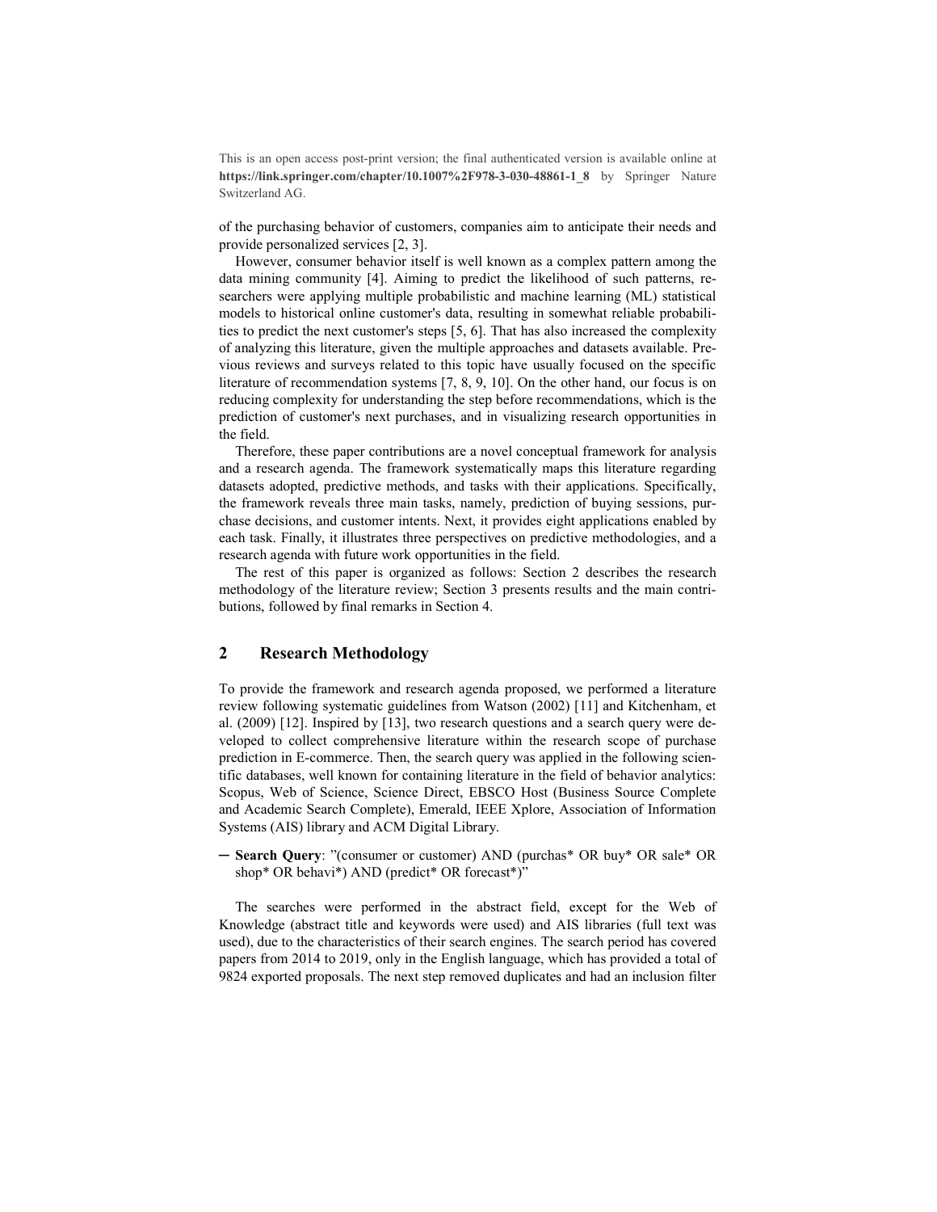of the purchasing behavior of customers, companies aim to anticipate their needs and provide personalized services [2, 3].

However, consumer behavior itself is well known as a complex pattern among the data mining community [4]. Aiming to predict the likelihood of such patterns, researchers were applying multiple probabilistic and machine learning (ML) statistical models to historical online customer's data, resulting in somewhat reliable probabilities to predict the next customer's steps [5, 6]. That has also increased the complexity of analyzing this literature, given the multiple approaches and datasets available. Previous reviews and surveys related to this topic have usually focused on the specific literature of recommendation systems [7, 8, 9, 10]. On the other hand, our focus is on reducing complexity for understanding the step before recommendations, which is the prediction of customer's next purchases, and in visualizing research opportunities in the field.

Therefore, these paper contributions are a novel conceptual framework for analysis and a research agenda. The framework systematically maps this literature regarding datasets adopted, predictive methods, and tasks with their applications. Specifically, the framework reveals three main tasks, namely, prediction of buying sessions, purchase decisions, and customer intents. Next, it provides eight applications enabled by each task. Finally, it illustrates three perspectives on predictive methodologies, and a research agenda with future work opportunities in the field.

The rest of this paper is organized as follows: Section 2 describes the research methodology of the literature review; Section 3 presents results and the main contributions, followed by final remarks in Section 4.

## 2 Research Methodology

To provide the framework and research agenda proposed, we performed a literature review following systematic guidelines from Watson (2002) [11] and Kitchenham, et al. (2009) [12]. Inspired by [13], two research questions and a search query were developed to collect comprehensive literature within the research scope of purchase prediction in E-commerce. Then, the search query was applied in the following scientific databases, well known for containing literature in the field of behavior analytics: Scopus, Web of Science, Science Direct, EBSCO Host (Business Source Complete and Academic Search Complete), Emerald, IEEE Xplore, Association of Information Systems (AIS) library and ACM Digital Library.

- **Search Query**: "(consumer or customer) AND (purchas* OR buy* OR sale* OR shop* OR behavi*) AND (predict* OR forecast*)"

The searches were performed in the abstract field, except for the Web of Knowledge (abstract title and keywords were used) and AIS libraries (full text was used), due to the characteristics of their search engines. The search period has covered papers from 2014 to 2019, only in the English language, which has provided a total of 9824 exported proposals. The next step removed duplicates and had an inclusion filter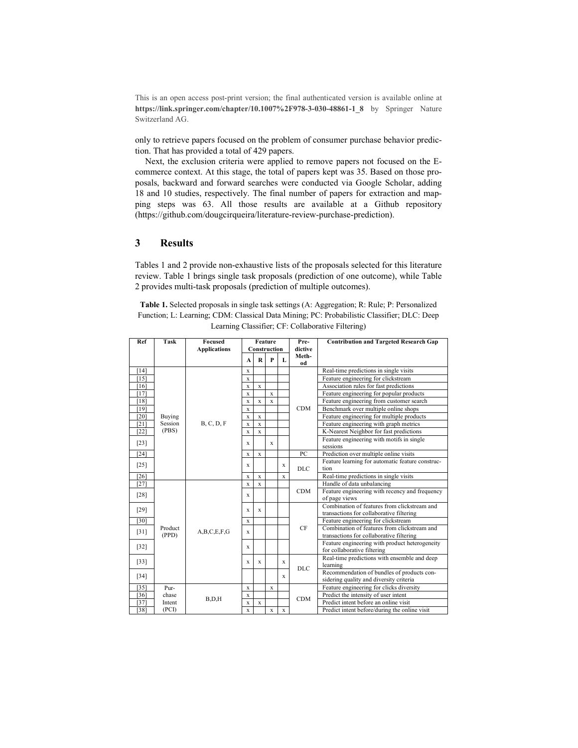This is an open access post-print version; the final authenticated version is available online at **https://link.springer.com/chapter/10.1007%2F978-3-030-48861-1_8** by Springer Nature Switzerland AG.

only to retrieve papers focused on the problem of consumer purchase behavior prediction. That has provided a total of 429 papers.

Next, the exclusion criteria were applied to remove papers not focused on the E-commerce context. At this stage, the total of papers kept was 35. Based on those proposals, backward and forward searches were conducted via Google Scholar, adding 18 and 10 studies, respectively. The final number of papers for extraction and mapping steps was 63. All those results are available at a Github repository (https://github.com/dougcirqueira/literature-review-purchase-prediction).

## 3 Results

Tables 1 and 2 provide non-exhaustive lists of the proposals selected for this literature review. Table 1 brings single task proposals (prediction of one outcome), while Table 2 provides multi-task proposals (prediction of multiple outcomes).

**Table 1.** Selected proposals in single task settings (A: Aggregation; R: Rule; P: Personalized Function; L: Learning; CDM: Classical Data Mining; PC: Probabilistic Classifier; DLC: Deep Learning Classifier; CF: Collaborative Filtering)

| Ref | Task | Focused Applications | Feature Construction | | | | Predictive Method | Contribution and Targeted Research Gap |
|---|---|---|---|---|---|---|---|---|
| | | | A | R | P | L | | |
| [14] | Buying Session (PBS) | B, C, D, F | x | | | | CDM | Real-time predictions in single visits |
| [15] | | | x | | | | | Feature engineering for clickstream |
| [16] | | | x | x | | | | Association rules for fast predictions |
| [17] | | | x | | x | | | Feature engineering for popular products |
| [18] | | | x | x | x | | | Feature engineering from customer search |
| [19] | | | x | | | | | Benchmark over multiple online shops |
| [20] | | | x | x | | | | Feature engineering for multiple products |
| [21] | | | x | x | | | | Feature engineering with graph metrics |
| [22] | | | x | x | | | | K-Nearest Neighbor for fast predictions |
| [23] | | | x | | x | | | Feature engineering with motifs in single sessions |
| [24] | | | x | x | | | PC | Prediction over multiple online visits |
| [25] | | | x | | | x | DLC | Feature learning for automatic feature construction |
| [26] | | | x | x | | x | | Real-time predictions in single visits |
| [27] | Product (PPD) | A,B,C,E,F,G | x | x | | | CDM | Handle of data unbalancing |
| [28] | | | x | | | | | Feature engineering with recency and frequency of page views |
| [29] | | | x | x | | | CF | Combination of features from clickstream and transactions for collaborative filtering |
| [30] | | | x | | | | | Feature engineering for clickstream |
| [31] | | | x | | | | | Combination of features from clickstream and transactions for collaborative filtering |
| [32] | | | x | | | | | Feature engineering with product heterogeneity for collaborative filtering |
| [33] | | | x | x | | x | DLC | Real-time predictions with ensemble and deep learning |
| [34] | | | | | | x | | Recommendation of bundles of products considering quality and diversity criteria |
| [35] | Purchase Intent (PCI) | B,D,H | x | | x | | CDM | Feature engineering for clicks diversity |
| [36] | | | x | | | | | Predict the intensity of user intent |
| [37] | | | x | x | | | | Predict intent before an online visit |
| [38] | | | x | | x | x | | Predict intent before/during the online visit |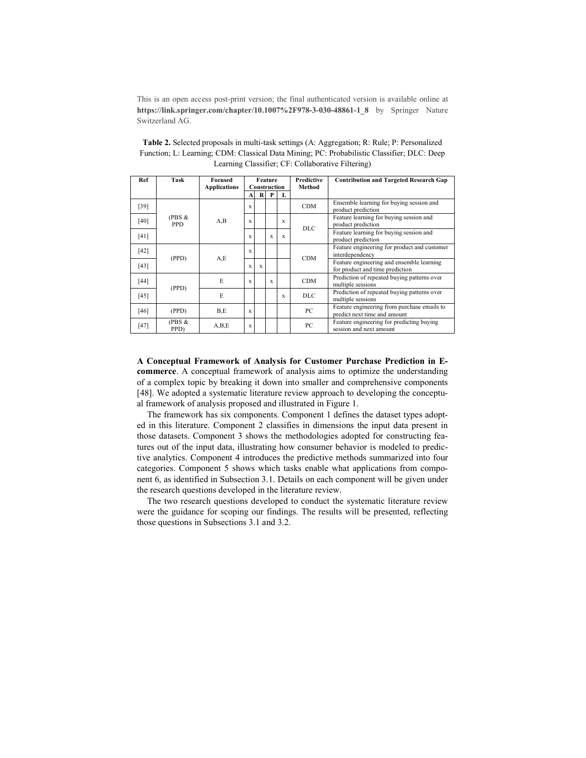This is an open access post-print version; the final authenticated version is available online at **https://link.springer.com/chapter/10.1007%2F978-3-030-48861-1_8** by Springer Nature Switzerland AG.

**Table 2.** Selected proposals in multi-task settings (A: Aggregation; R: Rule; P: Personalized Function; L: Learning; CDM: Classical Data Mining; PC: Probabilistic Classifier; DLC: Deep Learning Classifier; CF: Collaborative Filtering)

| Ref | Task | Focused Applications | Feature Construction | | | | Predictive Method | Contribution and Targeted Research Gap |
|---|---|---|---|---|---|---|---|---|
| | | | A | R | P | L | | |
| [39] | (PBS & PPD | A,B | x | | | | CDM | Ensemble learning for buying session and product prediction |
| [40] | | | x | | | x | DLC | Feature learning for buying session and product prediction |
| [41] | | | x | | x | x | | Feature learning for buying session and product prediction |
| [42] | (PPD) | A,E | x | | | | CDM | Feature engineering for product and customer interdependency |
| [43] | | | x | x | | | | Feature engineering and ensemble learning for product and time prediction |
| [44] | (PPD) | E | x | | x | | CDM | Prediction of repeated buying patterns over multiple sessions |
| [45] | | E | | | | x | DLC | Prediction of repeated buying patterns over multiple sessions |
| [46] | (PPD) | B,E | x | | | | PC | Feature engineering from purchase emails to predict next time and amount |
| [47] | (PBS & PPD) | A,B,E | x | | | | PC | Feature engineering for predicting buying session and next amount |

**A Conceptual Framework of Analysis for Customer Purchase Prediction in E-commerce**. A conceptual framework of analysis aims to optimize the understanding of a complex topic by breaking it down into smaller and comprehensive components [48]. We adopted a systematic literature review approach to developing the conceptual framework of analysis proposed and illustrated in Figure 1.

The framework has six components. Component 1 defines the dataset types adopted in this literature. Component 2 classifies in dimensions the input data present in those datasets. Component 3 shows the methodologies adopted for constructing features out of the input data, illustrating how consumer behavior is modeled to predictive analytics. Component 4 introduces the predictive methods summarized into four categories. Component 5 shows which tasks enable what applications from component 6, as identified in Subsection 3.1. Details on each component will be given under the research questions developed in the literature review.

The two research questions developed to conduct the systematic literature review were the guidance for scoping our findings. The results will be presented, reflecting those questions in Subsections 3.1 and 3.2.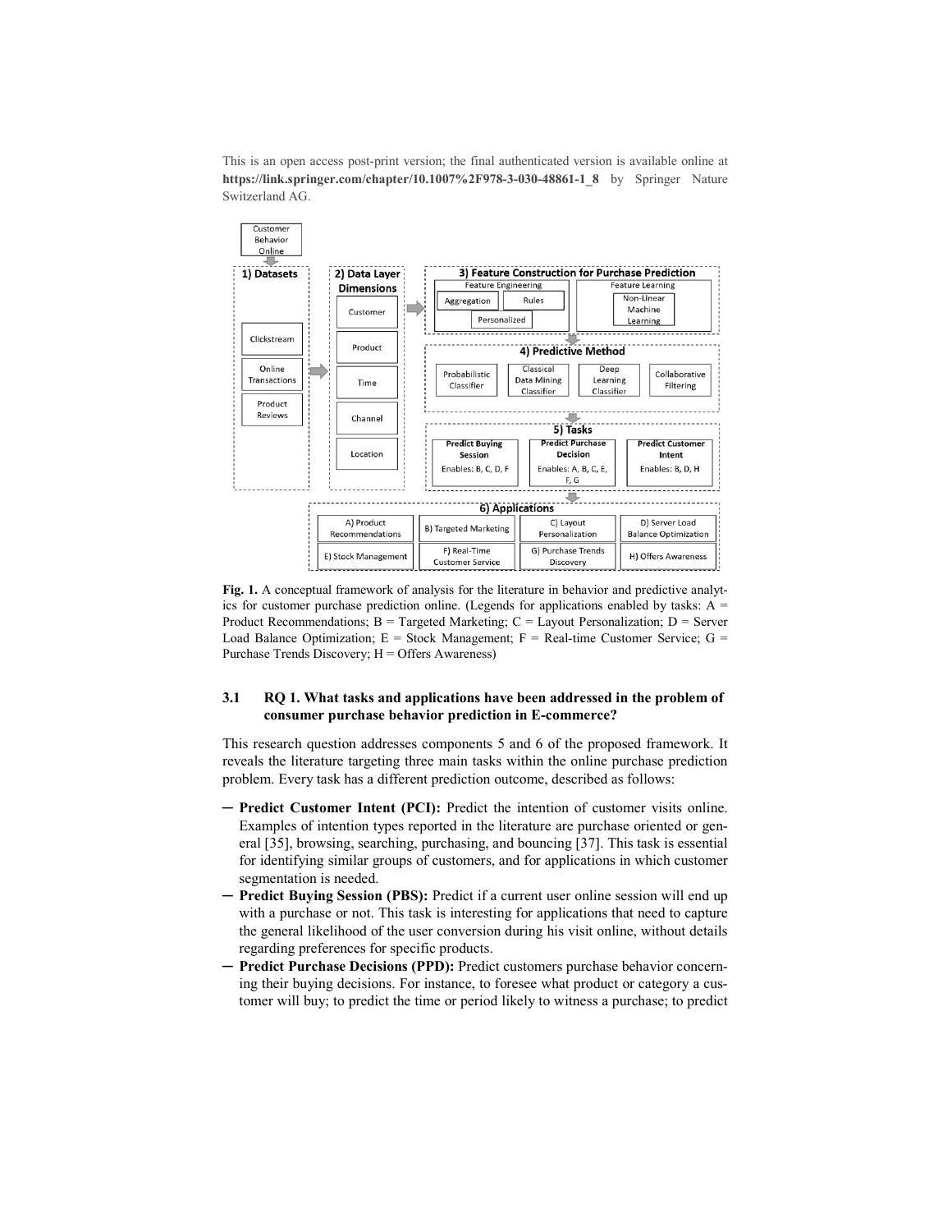**Fig. 1.** A conceptual framework of analysis for the literature in behavior and predictive analytics for customer purchase prediction online. (Legends for applications enabled by tasks: A = Product Recommendations; B = Targeted Marketing; C = Layout Personalization; D = Server Load Balance Optimization; E = Stock Management; F = Real-time Customer Service; G = Purchase Trends Discovery; H = Offers Awareness)

### 3.1 RQ 1. What tasks and applications have been addressed in the problem of consumer purchase behavior prediction in E-commerce?

This research question addresses components 5 and 6 of the proposed framework. It reveals the literature targeting three main tasks within the online purchase prediction problem. Every task has a different prediction outcome, described as follows:

- **Predict Customer Intent (PCI):** Predict the intention of customer visits online. Examples of intention types reported in the literature are purchase oriented or general [35], browsing, searching, purchasing, and bouncing [37]. This task is essential for identifying similar groups of customers, and for applications in which customer segmentation is needed.
- **Predict Buying Session (PBS):** Predict if a current user online session will end up with a purchase or not. This task is interesting for applications that need to capture the general likelihood of the user conversion during his visit online, without details regarding preferences for specific products.
- **Predict Purchase Decisions (PPD):** Predict customers purchase behavior concerning their buying decisions. For instance, to foresee what product or category a customer will buy; to predict the time or period likely to witness a purchase; to predict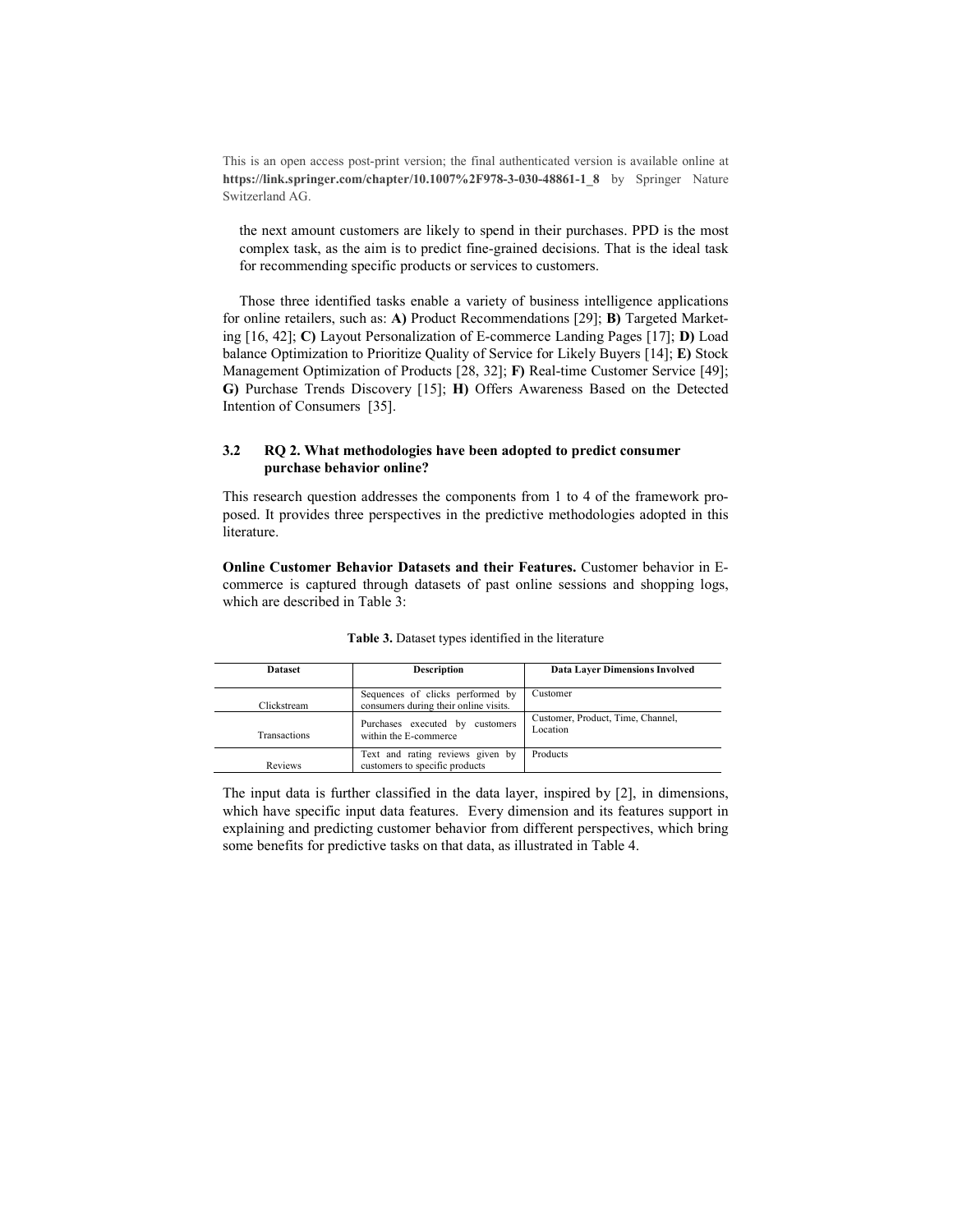This is an open access post-print version; the final authenticated version is available online at **https://link.springer.com/chapter/10.1007%2F978-3-030-48861-1_8** by Springer Nature Switzerland AG.

the next amount customers are likely to spend in their purchases. PPD is the most complex task, as the aim is to predict fine-grained decisions. That is the ideal task for recommending specific products or services to customers.

Those three identified tasks enable a variety of business intelligence applications for online retailers, such as: **A)** Product Recommendations [29]; **B)** Targeted Marketing [16, 42]; **C)** Layout Personalization of E-commerce Landing Pages [17]; **D)** Load balance Optimization to Prioritize Quality of Service for Likely Buyers [14]; **E)** Stock Management Optimization of Products [28, 32]; **F)** Real-time Customer Service [49]; **G)** Purchase Trends Discovery [15]; **H)** Offers Awareness Based on the Detected Intention of Consumers [35].

### 3.2 RQ 2. What methodologies have been adopted to predict consumer purchase behavior online?

This research question addresses the components from 1 to 4 of the framework proposed. It provides three perspectives in the predictive methodologies adopted in this literature.

**Online Customer Behavior Datasets and their Features.** Customer behavior in E-commerce is captured through datasets of past online sessions and shopping logs, which are described in Table 3:

**Table 3.** Dataset types identified in the literature

| Dataset | Description | Data Layer Dimensions Involved |
|---|---|---|
| Clickstream | Sequences of clicks performed by consumers during their online visits. | Customer |
| Transactions | Purchases executed by customers within the E-commerce | Customer, Product, Time, Channel, Location |
| Reviews | Text and rating reviews given by customers to specific products | Products |

The input data is further classified in the data layer, inspired by [2], in dimensions, which have specific input data features. Every dimension and its features support in explaining and predicting customer behavior from different perspectives, which bring some benefits for predictive tasks on that data, as illustrated in Table 4.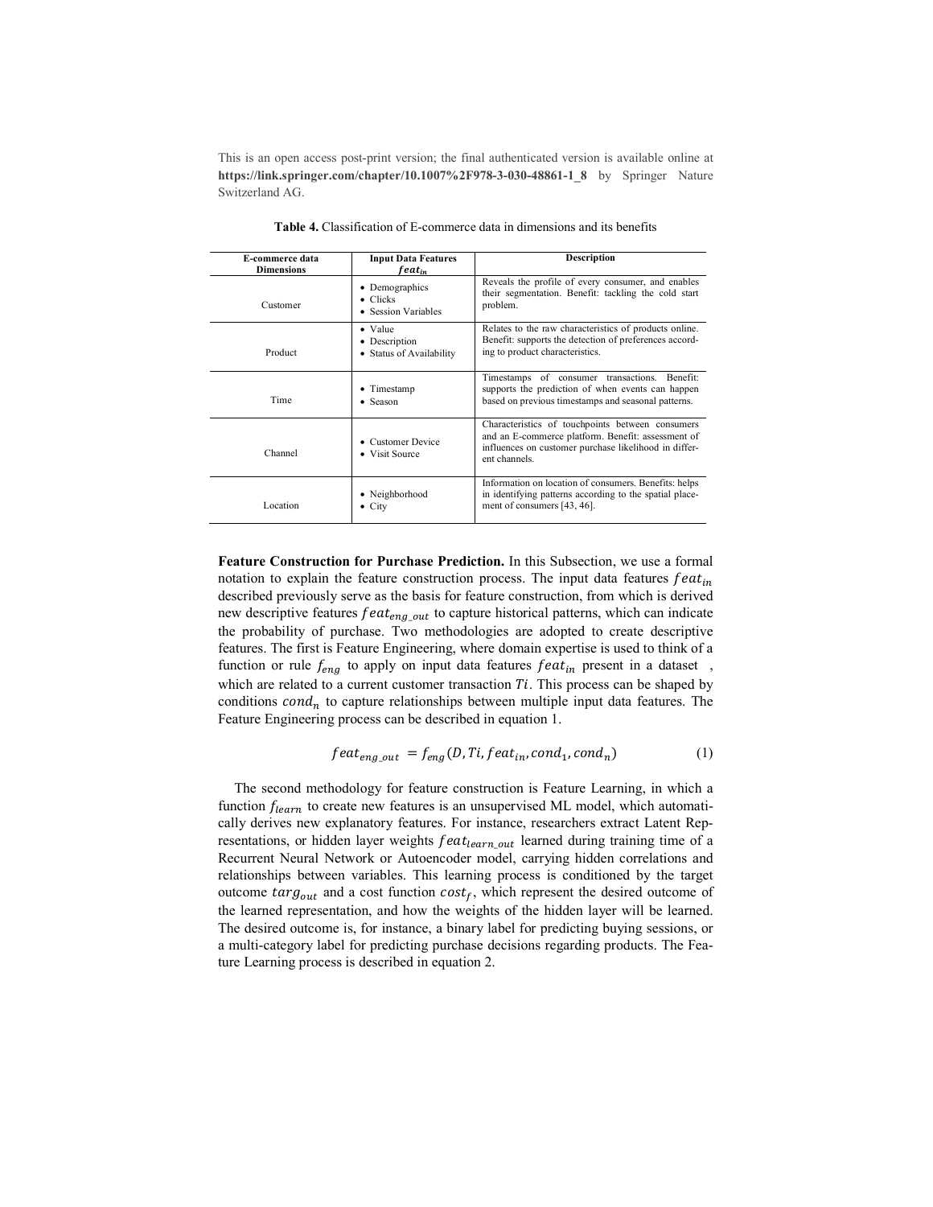This is an open access post-print version; the final authenticated version is available online at **https://link.springer.com/chapter/10.1007%2F978-3-030-48861-1_8** by Springer Nature Switzerland AG.

**Table 4.** Classification of E-commerce data in dimensions and its benefits

| E-commerce data Dimensions | Input Data Features $feat_{in}$ | Description |
|---|---|---|
| Customer | • Demographics<br>• Clicks<br>• Session Variables | Reveals the profile of every consumer, and enables their segmentation. Benefit: tackling the cold start problem. |
| Product | • Value<br>• Description<br>• Status of Availability | Relates to the raw characteristics of products online. Benefit: supports the detection of preferences according to product characteristics. |
| Time | • Timestamp<br>• Season | Timestamps of consumer transactions. Benefit: supports the prediction of when events can happen based on previous timestamps and seasonal patterns. |
| Channel | • Customer Device<br>• Visit Source | Characteristics of touchpoints between consumers and an E-commerce platform. Benefit: assessment of influences on customer purchase likelihood in different channels. |
| Location | • Neighborhood<br>• City | Information on location of consumers. Benefits: helps in identifying patterns according to the spatial placement of consumers [43, 46]. |

**Feature Construction for Purchase Prediction.** In this Subsection, we use a formal notation to explain the feature construction process. The input data features $feat_{in}$ described previously serve as the basis for feature construction, from which is derived new descriptive features $feat_{eng\_out}$ to capture historical patterns, which can indicate the probability of purchase. Two methodologies are adopted to create descriptive features. The first is Feature Engineering, where domain expertise is used to think of a function or rule $f_{eng}$ to apply on input data features $feat_{in}$ present in a dataset , which are related to a current customer transaction $Ti$. This process can be shaped by conditions $cond_n$ to capture relationships between multiple input data features. The Feature Engineering process can be described in equation 1.

$$feat_{eng\_out} = f_{eng}(D, Ti, feat_{in}, cond_1, cond_n) \tag{1}$$

The second methodology for feature construction is Feature Learning, in which a function $f_{learn}$ to create new features is an unsupervised ML model, which automatically derives new explanatory features. For instance, researchers extract Latent Representations, or hidden layer weights $feat_{learn\_out}$ learned during training time of a Recurrent Neural Network or Autoencoder model, carrying hidden correlations and relationships between variables. This learning process is conditioned by the target outcome $targ_{out}$ and a cost function $cost_f$, which represent the desired outcome of the learned representation, and how the weights of the hidden layer will be learned. The desired outcome is, for instance, a binary label for predicting buying sessions, or a multi-category label for predicting purchase decisions regarding products. The Feature Learning process is described in equation 2.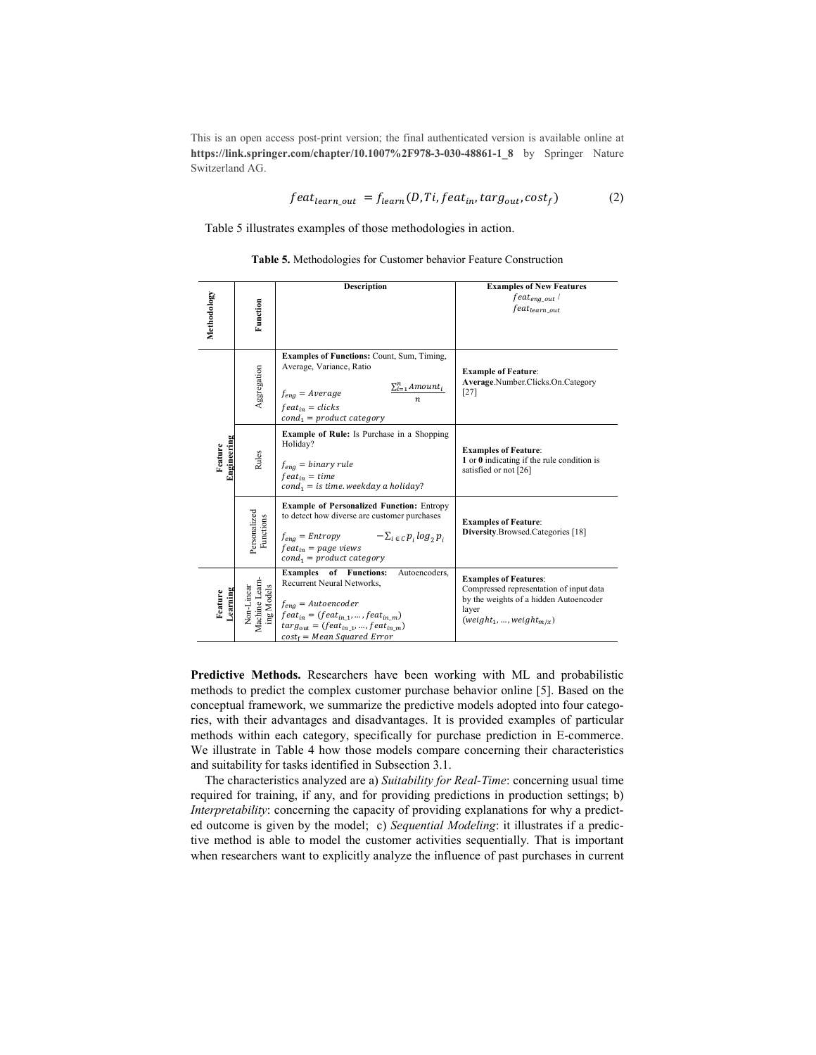This is an open access post-print version; the final authenticated version is available online at **https://link.springer.com/chapter/10.1007%2F978-3-030-48861-1_8** by Springer Nature Switzerland AG.

$$feat_{learn\_out} = f_{learn}(D, Ti, feat_{in}, targ_{out}, cost_f) \quad (2)$$

Table 5 illustrates examples of those methodologies in action.

**Table 5.** Methodologies for Customer behavior Feature Construction

| Methodology | Function | Description | Examples of New Features $feat_{eng\_out}$ / $feat_{learn\_out}$ |
|---|---|---|---|
| Feature Engineering | Aggregation | **Examples of Functions:** Count, Sum, Timing, Average, Variance, Ratio <br> $f_{eng} = Average$ $\frac{\sum_{i=1}^{n} Amount_i}{n}$ <br> $feat_{in} = clicks$ <br> $cond_1 = product\ category$ | **Example of Feature**: **Average**.Number.Clicks.On.Category [27] |
| | Rules | **Example of Rule:** Is Purchase in a Shopping Holiday? <br> $f_{eng} = binary\ rule$ <br> $feat_{in} = time$ <br> $cond_1 = is\ time.weekday\ a\ holiday?$ | **Examples of Feature**: **1** or **0** indicating if the rule condition is satisfied or not [26] |
| | Personalized Functions | **Example of Personalized Function:** Entropy to detect how diverse are customer purchases <br> $f_{eng} = Entropy$ $-\sum_{i \in C} p_i \log_2 p_i$ <br> $feat_{in} = page\ views$ <br> $cond_1 = product\ category$ | **Examples of Feature**: **Diversity**.Browsed.Categories [18] |
| Feature Learning | Non-Linear Machine Learning Models | **Examples of Functions:** Autoencoders, Recurrent Neural Networks, <br> $f_{eng} = Autoencoder$ <br> $feat_{in} = (feat_{in\_1}, \ldots, feat_{in\_m})$ <br> $targ_{out} = (feat_{in\_1}, \ldots, feat_{in\_m})$ <br> $cost_f = Mean\ Squared\ Error$ | **Examples of Features**: Compressed representation of input data by the weights of a hidden Autoencoder layer $(weight_1, \ldots, weight_{m/x})$ |

**Predictive Methods.** Researchers have been working with ML and probabilistic methods to predict the complex customer purchase behavior online [5]. Based on the conceptual framework, we summarize the predictive models adopted into four categories, with their advantages and disadvantages. It is provided examples of particular methods within each category, specifically for purchase prediction in E-commerce. We illustrate in Table 4 how those models compare concerning their characteristics and suitability for tasks identified in Subsection 3.1.

The characteristics analyzed are a) *Suitability for Real-Time*: concerning usual time required for training, if any, and for providing predictions in production settings; b) *Interpretability*: concerning the capacity of providing explanations for why a predicted outcome is given by the model; c) *Sequential Modeling*: it illustrates if a predictive method is able to model the customer activities sequentially. That is important when researchers want to explicitly analyze the influence of past purchases in current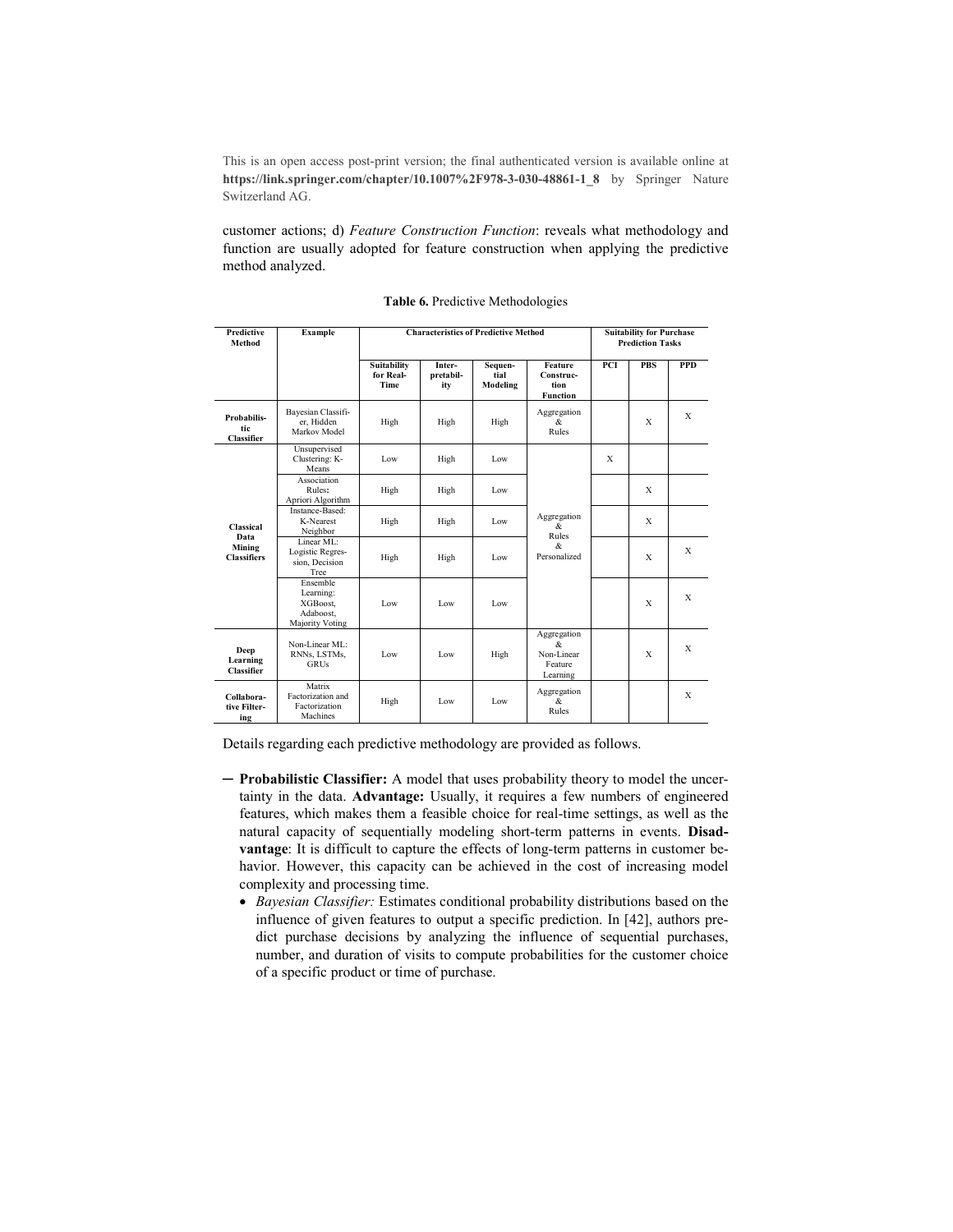customer actions; d) *Feature Construction Function*: reveals what methodology and function are usually adopted for feature construction when applying the predictive method analyzed.

**Table 6.** Predictive Methodologies

| Predictive Method | Example | Characteristics of Predictive Method | | | | Suitability for Purchase Prediction Tasks | | |
|---|---|---|---|---|---|---|---|---|
| | | Suitability for Real-Time | Interpretability | Sequential Modeling | Feature Construction Function | PCI | PBS | PPD |
| Probabilistic Classifier | Bayesian Classifier, Hidden Markov Model | High | High | High | Aggregation & Rules | | X | X |
| Classical Data Mining Classifiers | Unsupervised Clustering: K-Means | Low | High | Low | Aggregation & Rules & Personalized | X | | |
| | Association Rules: Apriori Algorithm | High | High | Low | | | X | |
| | Instance-Based: K-Nearest Neighbor | High | High | Low | | | X | |
| | Linear ML: Logistic Regression, Decision Tree | High | High | Low | | | X | X |
| | Ensemble Learning: XGBoost, Adaboost, Majority Voting | Low | Low | Low | | | X | X |
| Deep Learning Classifier | Non-Linear ML: RNNs, LSTMs, GRUs | Low | Low | High | Aggregation & Non-Linear Feature Learning | | X | X |
| Collaborative Filtering | Matrix Factorization and Factorization Machines | High | Low | Low | Aggregation & Rules | | | X |

Details regarding each predictive methodology are provided as follows.

- **Probabilistic Classifier:** A model that uses probability theory to model the uncertainty in the data. **Advantage:** Usually, it requires a few numbers of engineered features, which makes them a feasible choice for real-time settings, as well as the natural capacity of sequentially modeling short-term patterns in events. **Disadvantage**: It is difficult to capture the effects of long-term patterns in customer behavior. However, this capacity can be achieved in the cost of increasing model complexity and processing time.
  - *Bayesian Classifier:* Estimates conditional probability distributions based on the influence of given features to output a specific prediction. In [42], authors predict purchase decisions by analyzing the influence of sequential purchases, number, and duration of visits to compute probabilities for the customer choice of a specific product or time of purchase.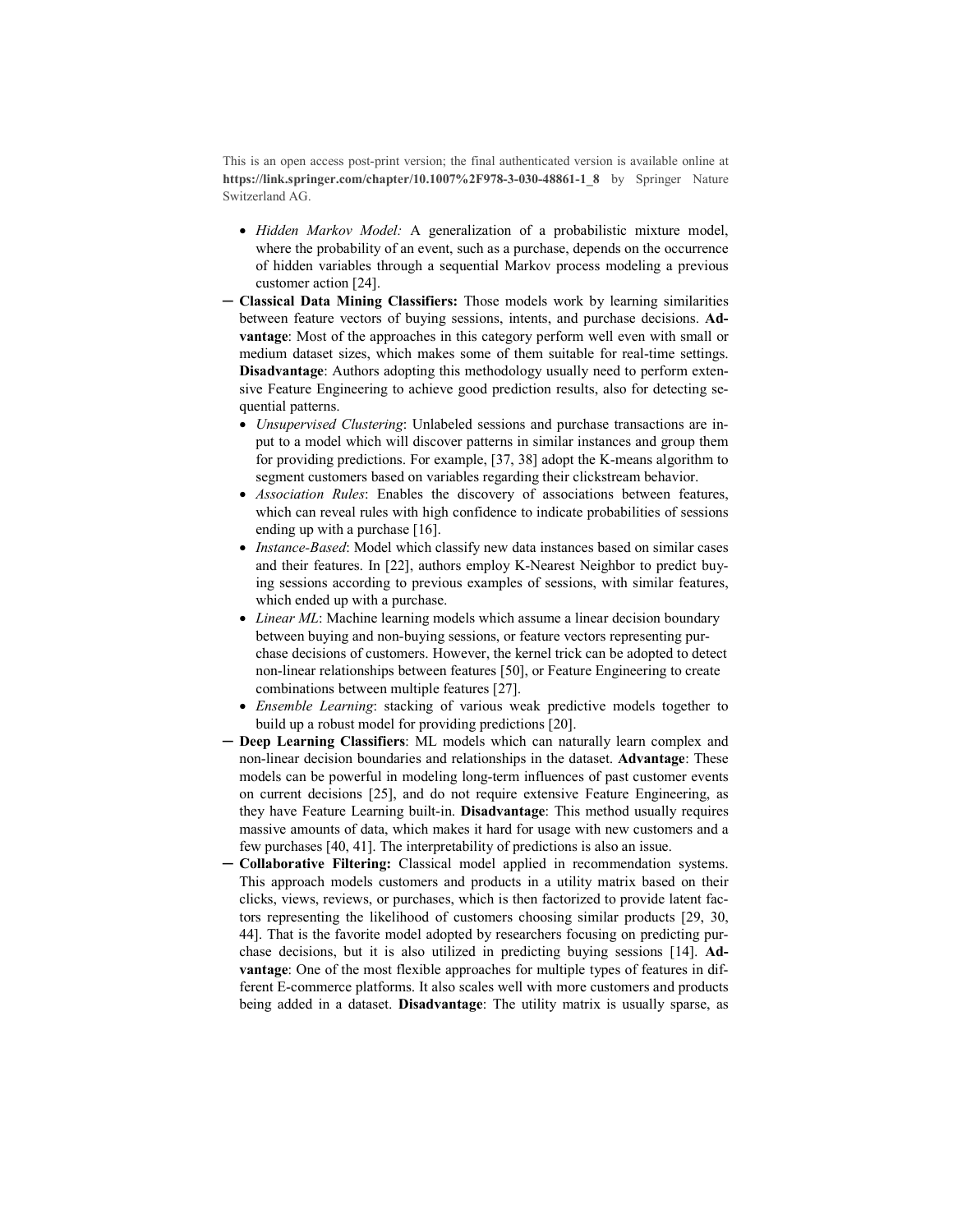- *Hidden Markov Model:* A generalization of a probabilistic mixture model, where the probability of an event, such as a purchase, depends on the occurrence of hidden variables through a sequential Markov process modeling a previous customer action [24].

- **Classical Data Mining Classifiers:** Those models work by learning similarities between feature vectors of buying sessions, intents, and purchase decisions. **Advantage**: Most of the approaches in this category perform well even with small or medium dataset sizes, which makes some of them suitable for real-time settings. **Disadvantage**: Authors adopting this methodology usually need to perform extensive Feature Engineering to achieve good prediction results, also for detecting sequential patterns.
  - *Unsupervised Clustering*: Unlabeled sessions and purchase transactions are input to a model which will discover patterns in similar instances and group them for providing predictions. For example, [37, 38] adopt the K-means algorithm to segment customers based on variables regarding their clickstream behavior.
  - *Association Rules*: Enables the discovery of associations between features, which can reveal rules with high confidence to indicate probabilities of sessions ending up with a purchase [16].
  - *Instance-Based*: Model which classify new data instances based on similar cases and their features. In [22], authors employ K-Nearest Neighbor to predict buying sessions according to previous examples of sessions, with similar features, which ended up with a purchase.
  - *Linear ML*: Machine learning models which assume a linear decision boundary between buying and non-buying sessions, or feature vectors representing purchase decisions of customers. However, the kernel trick can be adopted to detect non-linear relationships between features [50], or Feature Engineering to create combinations between multiple features [27].
  - *Ensemble Learning*: stacking of various weak predictive models together to build up a robust model for providing predictions [20].

- **Deep Learning Classifiers**: ML models which can naturally learn complex and non-linear decision boundaries and relationships in the dataset. **Advantage**: These models can be powerful in modeling long-term influences of past customer events on current decisions [25], and do not require extensive Feature Engineering, as they have Feature Learning built-in. **Disadvantage**: This method usually requires massive amounts of data, which makes it hard for usage with new customers and a few purchases [40, 41]. The interpretability of predictions is also an issue.

- **Collaborative Filtering:** Classical model applied in recommendation systems. This approach models customers and products in a utility matrix based on their clicks, views, reviews, or purchases, which is then factorized to provide latent factors representing the likelihood of customers choosing similar products [29, 30, 44]. That is the favorite model adopted by researchers focusing on predicting purchase decisions, but it is also utilized in predicting buying sessions [14]. **Advantage**: One of the most flexible approaches for multiple types of features in different E-commerce platforms. It also scales well with more customers and products being added in a dataset. **Disadvantage**: The utility matrix is usually sparse, as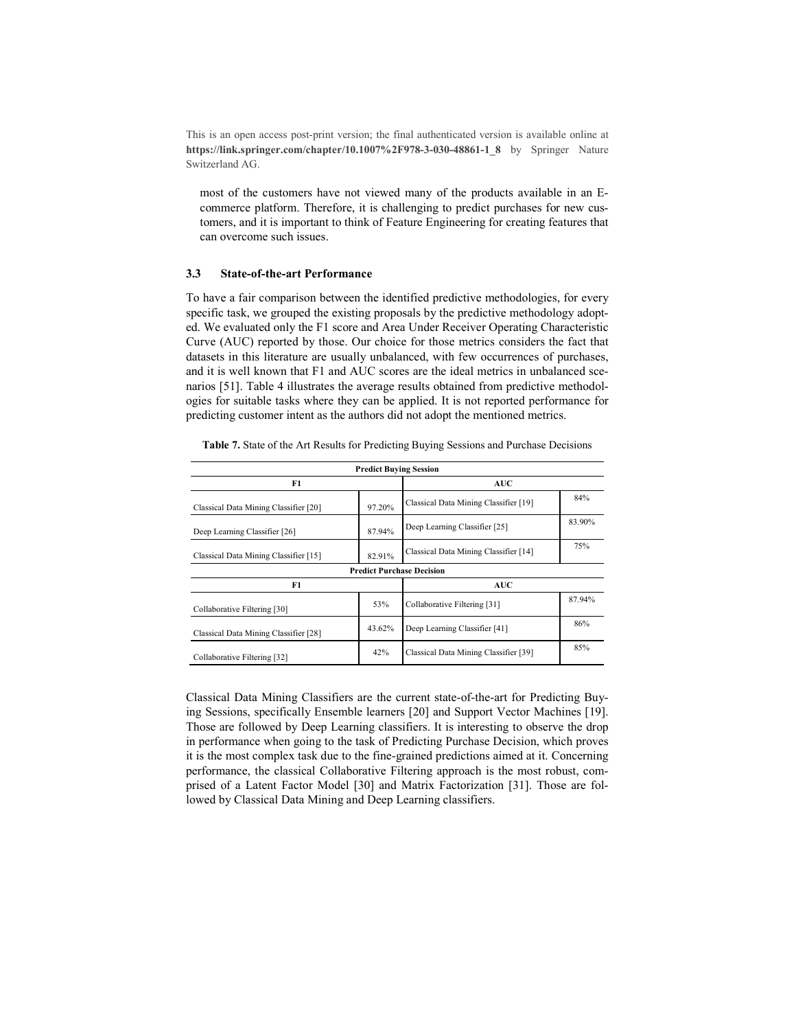most of the customers have not viewed many of the products available in an E-commerce platform. Therefore, it is challenging to predict purchases for new customers, and it is important to think of Feature Engineering for creating features that can overcome such issues.

### 3.3 State-of-the-art Performance

To have a fair comparison between the identified predictive methodologies, for every specific task, we grouped the existing proposals by the predictive methodology adopted. We evaluated only the F1 score and Area Under Receiver Operating Characteristic Curve (AUC) reported by those. Our choice for those metrics considers the fact that datasets in this literature are usually unbalanced, with few occurrences of purchases, and it is well known that F1 and AUC scores are the ideal metrics in unbalanced scenarios [51]. Table 4 illustrates the average results obtained from predictive methodologies for suitable tasks where they can be applied. It is not reported performance for predicting customer intent as the authors did not adopt the mentioned metrics.

**Table 7.** State of the Art Results for Predicting Buying Sessions and Purchase Decisions

| **Predict Buying Session** | | | |
|---|---|---|---|
| **F1** | | **AUC** | |
| Classical Data Mining Classifier [20] | 97.20% | Classical Data Mining Classifier [19] | 84% |
| Deep Learning Classifier [26] | 87.94% | Deep Learning Classifier [25] | 83.90% |
| Classical Data Mining Classifier [15] | 82.91% | Classical Data Mining Classifier [14] | 75% |
| **Predict Purchase Decision** | | | |
| **F1** | | **AUC** | |
| Collaborative Filtering [30] | 53% | Collaborative Filtering [31] | 87.94% |
| Classical Data Mining Classifier [28] | 43.62% | Deep Learning Classifier [41] | 86% |
| Collaborative Filtering [32] | 42% | Classical Data Mining Classifier [39] | 85% |

Classical Data Mining Classifiers are the current state-of-the-art for Predicting Buying Sessions, specifically Ensemble learners [20] and Support Vector Machines [19]. Those are followed by Deep Learning classifiers. It is interesting to observe the drop in performance when going to the task of Predicting Purchase Decision, which proves it is the most complex task due to the fine-grained predictions aimed at it. Concerning performance, the classical Collaborative Filtering approach is the most robust, comprised of a Latent Factor Model [30] and Matrix Factorization [31]. Those are followed by Classical Data Mining and Deep Learning classifiers.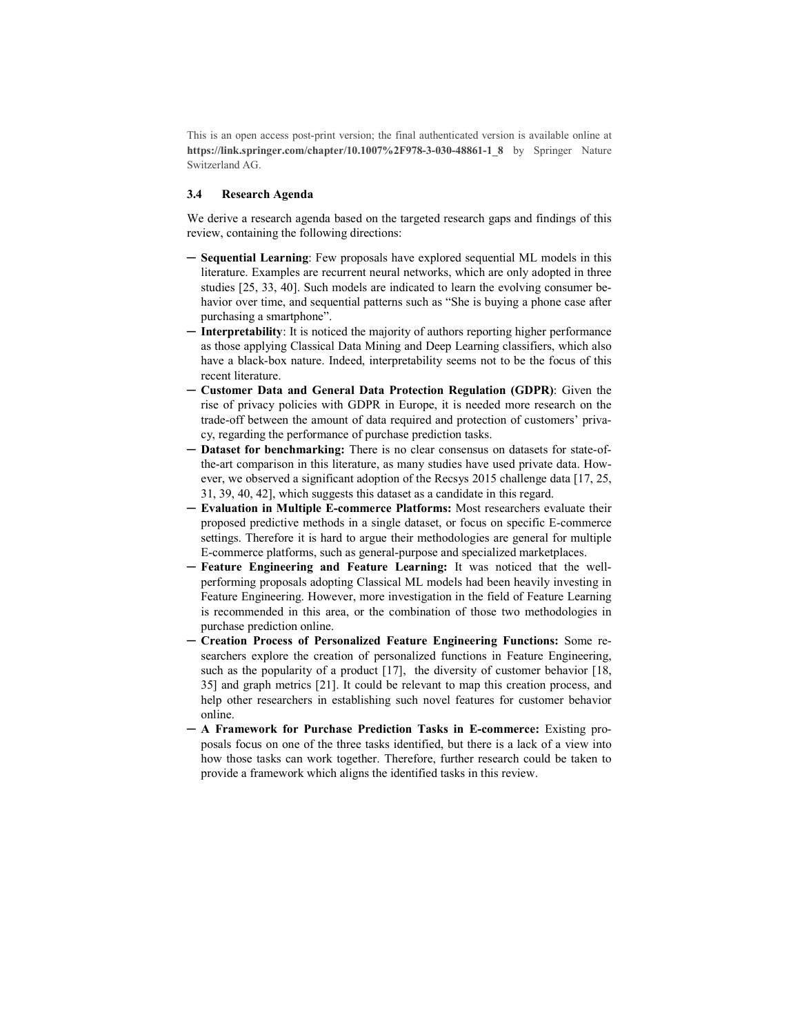This is an open access post-print version; the final authenticated version is available online at **https://link.springer.com/chapter/10.1007%2F978-3-030-48861-1_8** by Springer Nature Switzerland AG.

### 3.4 Research Agenda

We derive a research agenda based on the targeted research gaps and findings of this review, containing the following directions:

- **Sequential Learning**: Few proposals have explored sequential ML models in this literature. Examples are recurrent neural networks, which are only adopted in three studies [25, 33, 40]. Such models are indicated to learn the evolving consumer behavior over time, and sequential patterns such as "She is buying a phone case after purchasing a smartphone".
- **Interpretability**: It is noticed the majority of authors reporting higher performance as those applying Classical Data Mining and Deep Learning classifiers, which also have a black-box nature. Indeed, interpretability seems not to be the focus of this recent literature.
- **Customer Data and General Data Protection Regulation (GDPR)**: Given the rise of privacy policies with GDPR in Europe, it is needed more research on the trade-off between the amount of data required and protection of customers' privacy, regarding the performance of purchase prediction tasks.
- **Dataset for benchmarking:** There is no clear consensus on datasets for state-of-the-art comparison in this literature, as many studies have used private data. However, we observed a significant adoption of the Recsys 2015 challenge data [17, 25, 31, 39, 40, 42], which suggests this dataset as a candidate in this regard.
- **Evaluation in Multiple E-commerce Platforms:** Most researchers evaluate their proposed predictive methods in a single dataset, or focus on specific E-commerce settings. Therefore it is hard to argue their methodologies are general for multiple E-commerce platforms, such as general-purpose and specialized marketplaces.
- **Feature Engineering and Feature Learning:** It was noticed that the well-performing proposals adopting Classical ML models had been heavily investing in Feature Engineering. However, more investigation in the field of Feature Learning is recommended in this area, or the combination of those two methodologies in purchase prediction online.
- **Creation Process of Personalized Feature Engineering Functions:** Some researchers explore the creation of personalized functions in Feature Engineering, such as the popularity of a product [17], the diversity of customer behavior [18, 35] and graph metrics [21]. It could be relevant to map this creation process, and help other researchers in establishing such novel features for customer behavior online.
- **A Framework for Purchase Prediction Tasks in E-commerce:** Existing proposals focus on one of the three tasks identified, but there is a lack of a view into how those tasks can work together. Therefore, further research could be taken to provide a framework which aligns the identified tasks in this review.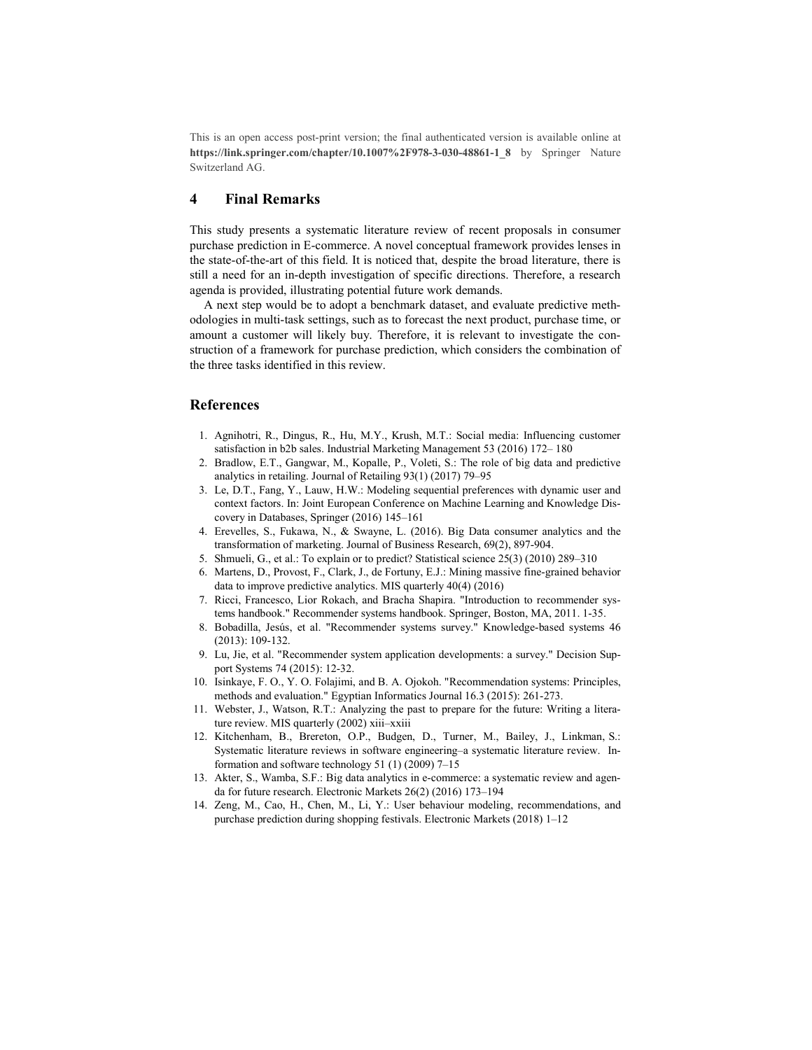This is an open access post-print version; the final authenticated version is available online at **https://link.springer.com/chapter/10.1007%2F978-3-030-48861-1_8** by Springer Nature Switzerland AG.

## 4 Final Remarks

This study presents a systematic literature review of recent proposals in consumer purchase prediction in E-commerce. A novel conceptual framework provides lenses in the state-of-the-art of this field. It is noticed that, despite the broad literature, there is still a need for an in-depth investigation of specific directions. Therefore, a research agenda is provided, illustrating potential future work demands.

A next step would be to adopt a benchmark dataset, and evaluate predictive methodologies in multi-task settings, such as to forecast the next product, purchase time, or amount a customer will likely buy. Therefore, it is relevant to investigate the construction of a framework for purchase prediction, which considers the combination of the three tasks identified in this review.

## References

1. Agnihotri, R., Dingus, R., Hu, M.Y., Krush, M.T.: Social media: Influencing customer satisfaction in b2b sales. Industrial Marketing Management 53 (2016) 172– 180
2. Bradlow, E.T., Gangwar, M., Kopalle, P., Voleti, S.: The role of big data and predictive analytics in retailing. Journal of Retailing 93(1) (2017) 79–95
3. Le, D.T., Fang, Y., Lauw, H.W.: Modeling sequential preferences with dynamic user and context factors. In: Joint European Conference on Machine Learning and Knowledge Discovery in Databases, Springer (2016) 145–161
4. Erevelles, S., Fukawa, N., & Swayne, L. (2016). Big Data consumer analytics and the transformation of marketing. Journal of Business Research, 69(2), 897-904.
5. Shmueli, G., et al.: To explain or to predict? Statistical science 25(3) (2010) 289–310
6. Martens, D., Provost, F., Clark, J., de Fortuny, E.J.: Mining massive fine-grained behavior data to improve predictive analytics. MIS quarterly 40(4) (2016)
7. Ricci, Francesco, Lior Rokach, and Bracha Shapira. "Introduction to recommender systems handbook." Recommender systems handbook. Springer, Boston, MA, 2011. 1-35.
8. Bobadilla, Jesús, et al. "Recommender systems survey." Knowledge-based systems 46 (2013): 109-132.
9. Lu, Jie, et al. "Recommender system application developments: a survey." Decision Support Systems 74 (2015): 12-32.
10. Isinkaye, F. O., Y. O. Folajimi, and B. A. Ojokoh. "Recommendation systems: Principles, methods and evaluation." Egyptian Informatics Journal 16.3 (2015): 261-273.
11. Webster, J., Watson, R.T.: Analyzing the past to prepare for the future: Writing a literature review. MIS quarterly (2002) xiii–xxiii
12. Kitchenham, B., Brereton, O.P., Budgen, D., Turner, M., Bailey, J., Linkman, S.: Systematic literature reviews in software engineering–a systematic literature review. Information and software technology 51 (1) (2009) 7–15
13. Akter, S., Wamba, S.F.: Big data analytics in e-commerce: a systematic review and agenda for future research. Electronic Markets 26(2) (2016) 173–194
14. Zeng, M., Cao, H., Chen, M., Li, Y.: User behaviour modeling, recommendations, and purchase prediction during shopping festivals. Electronic Markets (2018) 1–12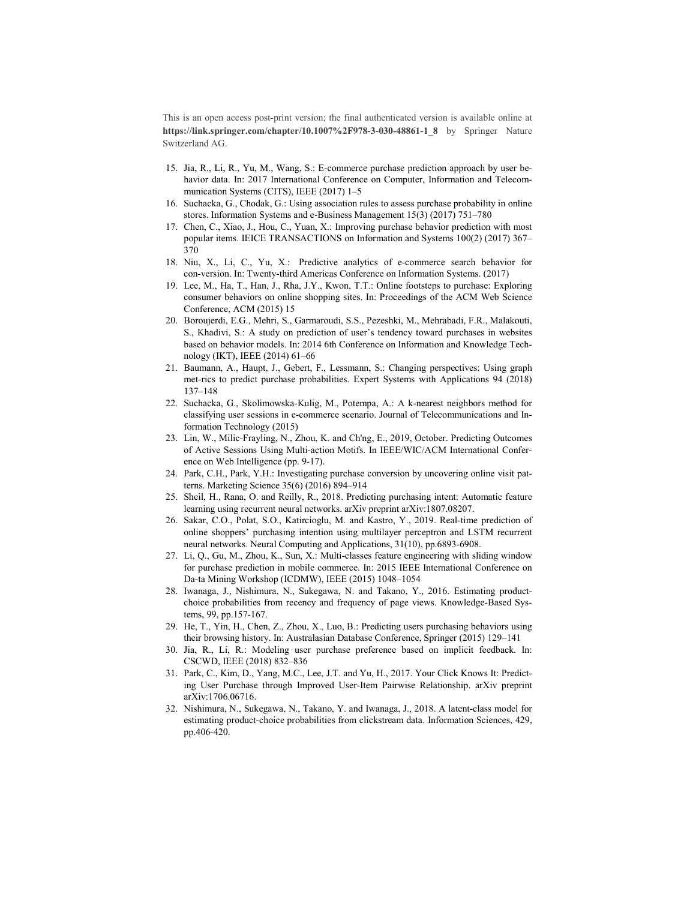This is an open access post-print version; the final authenticated version is available online at **https://link.springer.com/chapter/10.1007%2F978-3-030-48861-1_8** by Springer Nature Switzerland AG.

15. Jia, R., Li, R., Yu, M., Wang, S.: E-commerce purchase prediction approach by user behavior data. In: 2017 International Conference on Computer, Information and Telecommunication Systems (CITS), IEEE (2017) 1–5
16. Suchacka, G., Chodak, G.: Using association rules to assess purchase probability in online stores. Information Systems and e-Business Management 15(3) (2017) 751–780
17. Chen, C., Xiao, J., Hou, C., Yuan, X.: Improving purchase behavior prediction with most popular items. IEICE TRANSACTIONS on Information and Systems 100(2) (2017) 367–370
18. Niu, X., Li, C., Yu, X.: Predictive analytics of e-commerce search behavior for con-version. In: Twenty-third Americas Conference on Information Systems. (2017)
19. Lee, M., Ha, T., Han, J., Rha, J.Y., Kwon, T.T.: Online footsteps to purchase: Exploring consumer behaviors on online shopping sites. In: Proceedings of the ACM Web Science Conference, ACM (2015) 15
20. Boroujerdi, E.G., Mehri, S., Garmaroudi, S.S., Pezeshki, M., Mehrabadi, F.R., Malakouti, S., Khadivi, S.: A study on prediction of user's tendency toward purchases in websites based on behavior models. In: 2014 6th Conference on Information and Knowledge Technology (IKT), IEEE (2014) 61–66
21. Baumann, A., Haupt, J., Gebert, F., Lessmann, S.: Changing perspectives: Using graph met-rics to predict purchase probabilities. Expert Systems with Applications 94 (2018) 137–148
22. Suchacka, G., Skolimowska-Kulig, M., Potempa, A.: A k-nearest neighbors method for classifying user sessions in e-commerce scenario. Journal of Telecommunications and Information Technology (2015)
23. Lin, W., Milic-Frayling, N., Zhou, K. and Ch'ng, E., 2019, October. Predicting Outcomes of Active Sessions Using Multi-action Motifs. In IEEE/WIC/ACM International Conference on Web Intelligence (pp. 9-17).
24. Park, C.H., Park, Y.H.: Investigating purchase conversion by uncovering online visit patterns. Marketing Science 35(6) (2016) 894–914
25. Sheil, H., Rana, O. and Reilly, R., 2018. Predicting purchasing intent: Automatic feature learning using recurrent neural networks. arXiv preprint arXiv:1807.08207.
26. Sakar, C.O., Polat, S.O., Katircioglu, M. and Kastro, Y., 2019. Real-time prediction of online shoppers' purchasing intention using multilayer perceptron and LSTM recurrent neural networks. Neural Computing and Applications, 31(10), pp.6893-6908.
27. Li, Q., Gu, M., Zhou, K., Sun, X.: Multi-classes feature engineering with sliding window for purchase prediction in mobile commerce. In: 2015 IEEE International Conference on Da-ta Mining Workshop (ICDMW), IEEE (2015) 1048–1054
28. Iwanaga, J., Nishimura, N., Sukegawa, N. and Takano, Y., 2016. Estimating product-choice probabilities from recency and frequency of page views. Knowledge-Based Systems, 99, pp.157-167.
29. He, T., Yin, H., Chen, Z., Zhou, X., Luo, B.: Predicting users purchasing behaviors using their browsing history. In: Australasian Database Conference, Springer (2015) 129–141
30. Jia, R., Li, R.: Modeling user purchase preference based on implicit feedback. In: CSCWD, IEEE (2018) 832–836
31. Park, C., Kim, D., Yang, M.C., Lee, J.T. and Yu, H., 2017. Your Click Knows It: Predicting User Purchase through Improved User-Item Pairwise Relationship. arXiv preprint arXiv:1706.06716.
32. Nishimura, N., Sukegawa, N., Takano, Y. and Iwanaga, J., 2018. A latent-class model for estimating product-choice probabilities from clickstream data. Information Sciences, 429, pp.406-420.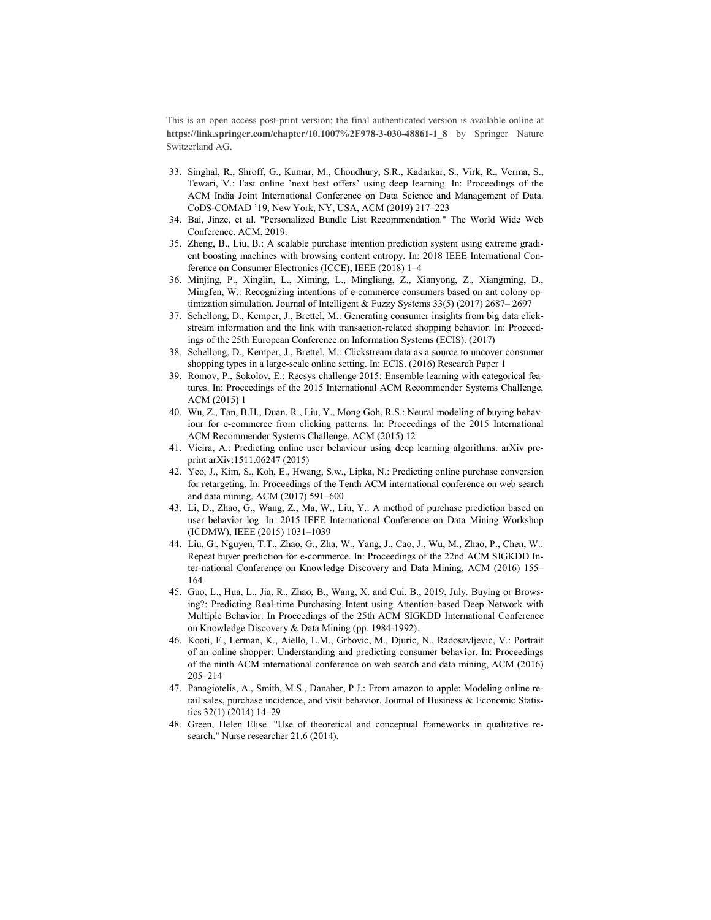This is an open access post-print version; the final authenticated version is available online at **https://link.springer.com/chapter/10.1007%2F978-3-030-48861-1_8** by Springer Nature Switzerland AG.

33. Singhal, R., Shroff, G., Kumar, M., Choudhury, S.R., Kadarkar, S., Virk, R., Verma, S., Tewari, V.: Fast online 'next best offers' using deep learning. In: Proceedings of the ACM India Joint International Conference on Data Science and Management of Data. CoDS-COMAD '19, New York, NY, USA, ACM (2019) 217–223
34. Bai, Jinze, et al. "Personalized Bundle List Recommendation." The World Wide Web Conference. ACM, 2019.
35. Zheng, B., Liu, B.: A scalable purchase intention prediction system using extreme gradient boosting machines with browsing content entropy. In: 2018 IEEE International Conference on Consumer Electronics (ICCE), IEEE (2018) 1–4
36. Minjing, P., Xinglin, L., Ximing, L., Mingliang, Z., Xianyong, Z., Xiangming, D., Mingfen, W.: Recognizing intentions of e-commerce consumers based on ant colony optimization simulation. Journal of Intelligent & Fuzzy Systems 33(5) (2017) 2687– 2697
37. Schellong, D., Kemper, J., Brettel, M.: Generating consumer insights from big data clickstream information and the link with transaction-related shopping behavior. In: Proceedings of the 25th European Conference on Information Systems (ECIS). (2017)
38. Schellong, D., Kemper, J., Brettel, M.: Clickstream data as a source to uncover consumer shopping types in a large-scale online setting. In: ECIS. (2016) Research Paper 1
39. Romov, P., Sokolov, E.: Recsys challenge 2015: Ensemble learning with categorical features. In: Proceedings of the 2015 International ACM Recommender Systems Challenge, ACM (2015) 1
40. Wu, Z., Tan, B.H., Duan, R., Liu, Y., Mong Goh, R.S.: Neural modeling of buying behaviour for e-commerce from clicking patterns. In: Proceedings of the 2015 International ACM Recommender Systems Challenge, ACM (2015) 12
41. Vieira, A.: Predicting online user behaviour using deep learning algorithms. arXiv preprint arXiv:1511.06247 (2015)
42. Yeo, J., Kim, S., Koh, E., Hwang, S.w., Lipka, N.: Predicting online purchase conversion for retargeting. In: Proceedings of the Tenth ACM international conference on web search and data mining, ACM (2017) 591–600
43. Li, D., Zhao, G., Wang, Z., Ma, W., Liu, Y.: A method of purchase prediction based on user behavior log. In: 2015 IEEE International Conference on Data Mining Workshop (ICDMW), IEEE (2015) 1031–1039
44. Liu, G., Nguyen, T.T., Zhao, G., Zha, W., Yang, J., Cao, J., Wu, M., Zhao, P., Chen, W.: Repeat buyer prediction for e-commerce. In: Proceedings of the 22nd ACM SIGKDD Inter-national Conference on Knowledge Discovery and Data Mining, ACM (2016) 155–164
45. Guo, L., Hua, L., Jia, R., Zhao, B., Wang, X. and Cui, B., 2019, July. Buying or Browsing?: Predicting Real-time Purchasing Intent using Attention-based Deep Network with Multiple Behavior. In Proceedings of the 25th ACM SIGKDD International Conference on Knowledge Discovery & Data Mining (pp. 1984-1992).
46. Kooti, F., Lerman, K., Aiello, L.M., Grbovic, M., Djuric, N., Radosavljevic, V.: Portrait of an online shopper: Understanding and predicting consumer behavior. In: Proceedings of the ninth ACM international conference on web search and data mining, ACM (2016) 205–214
47. Panagiotelis, A., Smith, M.S., Danaher, P.J.: From amazon to apple: Modeling online retail sales, purchase incidence, and visit behavior. Journal of Business & Economic Statistics 32(1) (2014) 14–29
48. Green, Helen Elise. "Use of theoretical and conceptual frameworks in qualitative research." Nurse researcher 21.6 (2014).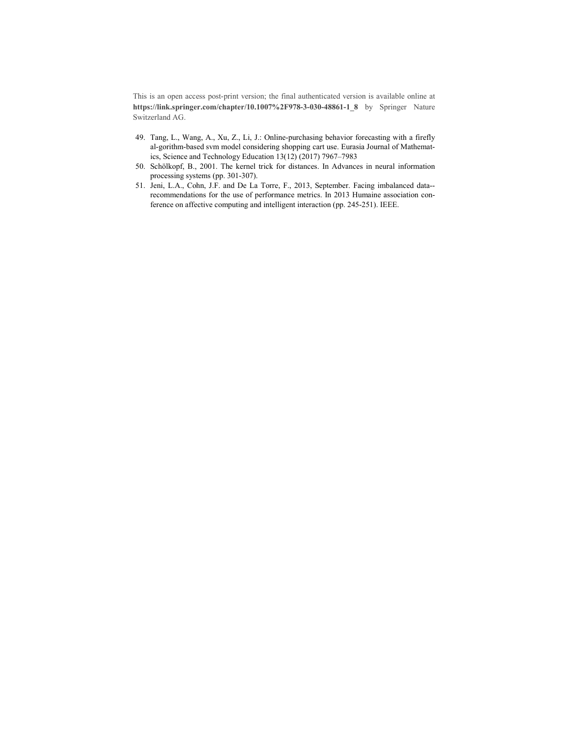This is an open access post-print version; the final authenticated version is available online at **https://link.springer.com/chapter/10.1007%2F978-3-030-48861-1_8** by Springer Nature Switzerland AG.

49. Tang, L., Wang, A., Xu, Z., Li, J.: Online-purchasing behavior forecasting with a firefly al-gorithm-based svm model considering shopping cart use. Eurasia Journal of Mathematics, Science and Technology Education 13(12) (2017) 7967–7983
50. Schölkopf, B., 2001. The kernel trick for distances. In Advances in neural information processing systems (pp. 301-307).
51. Jeni, L.A., Cohn, J.F. and De La Torre, F., 2013, September. Facing imbalanced data--recommendations for the use of performance metrics. In 2013 Humaine association conference on affective computing and intelligent interaction (pp. 245-251). IEEE.